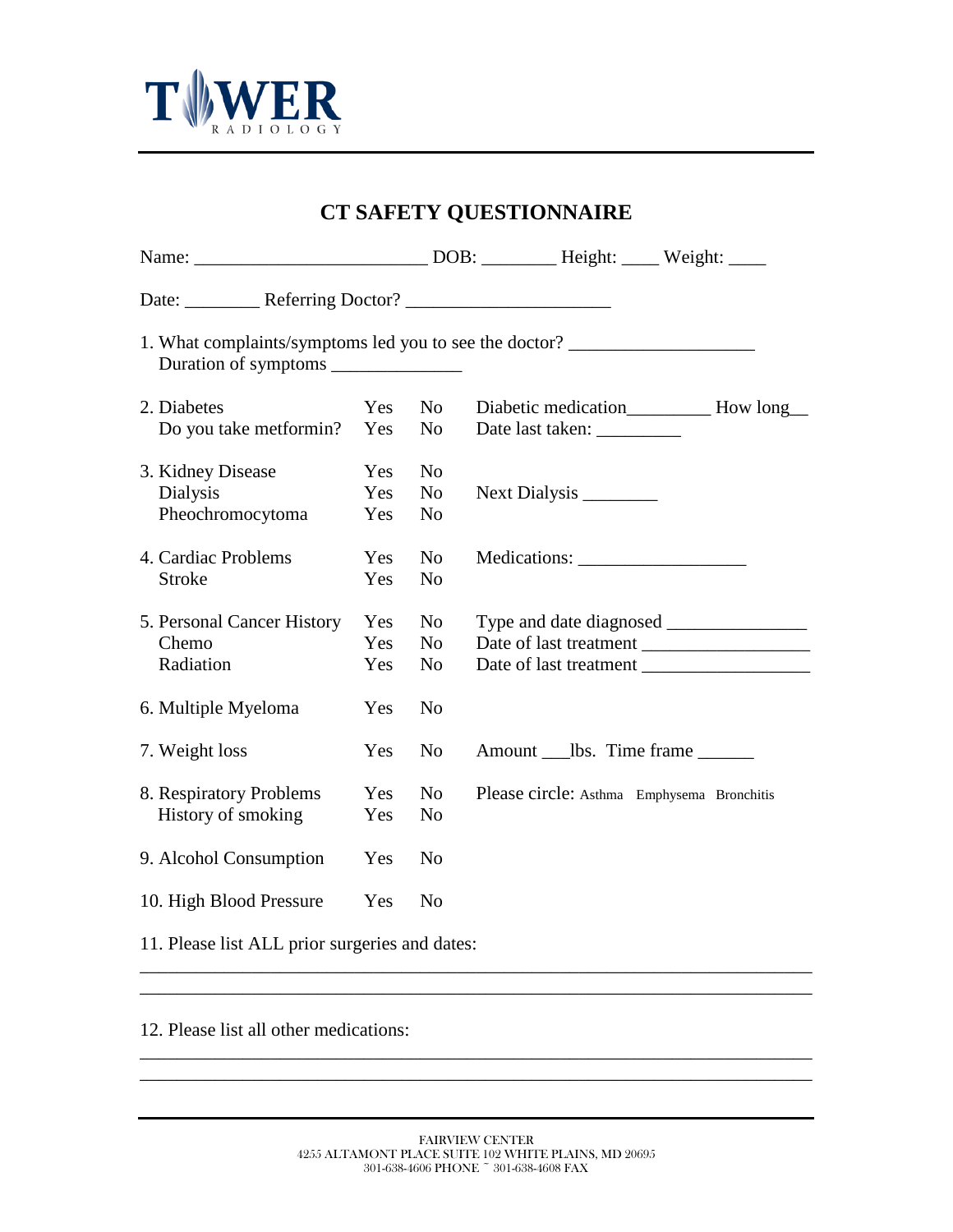TOWER RADIOLOGY

# CT SAFETY QUESTIONNAIRE

Name: ________________________ DOB: ________ Height: ____ Weight: ____

Date: ________ Referring Doctor? _____________________

1. What complaints/symptoms led you to see the doctor? ___________________
   Duration of symptoms ______________

| | | | |
|---|---|---|---|
| 2. Diabetes | Yes | No | Diabetic medication_________ How long__ |
| Do you take metformin? | Yes | No | Date last taken: _________ |
| 3. Kidney Disease | Yes | No | |
| Dialysis | Yes | No | Next Dialysis ________ |
| Pheochromocytoma | Yes | No | |
| 4. Cardiac Problems | Yes | No | Medications: _________________ |
| Stroke | Yes | No | |
| 5. Personal Cancer History | Yes | No | Type and date diagnosed _______________ |
| Chemo | Yes | No | Date of last treatment _________________ |
| Radiation | Yes | No | Date of last treatment _________________ |
| 6. Multiple Myeloma | Yes | No | |
| 7. Weight loss | Yes | No | Amount ___lbs. Time frame ______ |
| 8. Respiratory Problems | Yes | No | Please circle: Asthma Emphysema Bronchitis |
| History of smoking | Yes | No | |
| 9. Alcohol Consumption | Yes | No | |
| 10. High Blood Pressure | Yes | No | |

11. Please list ALL prior surgeries and dates:

_______________________________________________________________________

_______________________________________________________________________

12. Please list all other medications:

_______________________________________________________________________

_______________________________________________________________________

FAIRVIEW CENTER
4255 ALTAMONT PLACE SUITE 102 WHITE PLAINS, MD 20695
301-638-4606 PHONE ~ 301-638-4608 FAX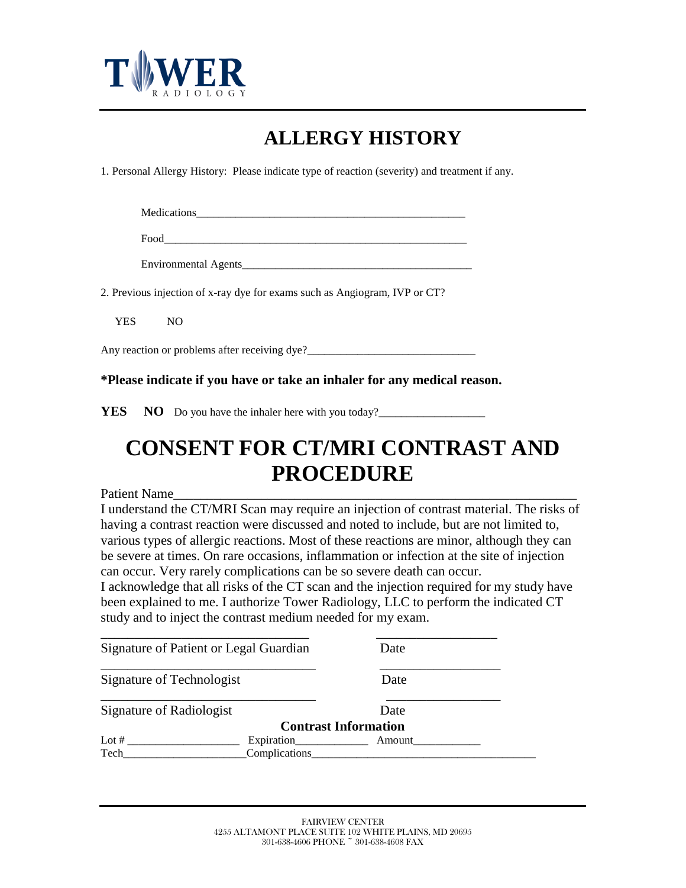TOWER RADIOLOGY

# ALLERGY HISTORY

1. Personal Allergy History: Please indicate type of reaction (severity) and treatment if any.

Medications_______________________________________________

Food_______________________________________________________

Environmental Agents________________________________________

2. Previous injection of x-ray dye for exams such as Angiogram, IVP or CT?

YES NO

Any reaction or problems after receiving dye?_____________________________

**\*Please indicate if you have or take an inhaler for any medical reason.**

**YES** **NO** Do you have the inhaler here with you today?__________________

# CONSENT FOR CT/MRI CONTRAST AND PROCEDURE

Patient Name_____________________________________________________________

I understand the CT/MRI Scan may require an injection of contrast material. The risks of having a contrast reaction were discussed and noted to include, but are not limited to, various types of allergic reactions. Most of these reactions are minor, although they can be severe at times. On rare occasions, inflammation or infection at the site of injection can occur. Very rarely complications can be so severe death can occur.

I acknowledge that all risks of the CT scan and the injection required for my study have been explained to me. I authorize Tower Radiology, LLC to perform the indicated CT study and to inject the contrast medium needed for my exam.

________________________________ __________________

Signature of Patient or Legal Guardian Date

________________________________ __________________

Signature of Technologist Date

________________________________ __________________

Signature of Radiologist Date

**Contrast Information**

Lot # ___________________ Expiration____________ Amount___________

Tech_____________________Complications_____________________________________

FAIRVIEW CENTER
4255 ALTAMONT PLACE SUITE 102 WHITE PLAINS, MD 20695
301-638-4606 PHONE ~ 301-638-4608 FAX